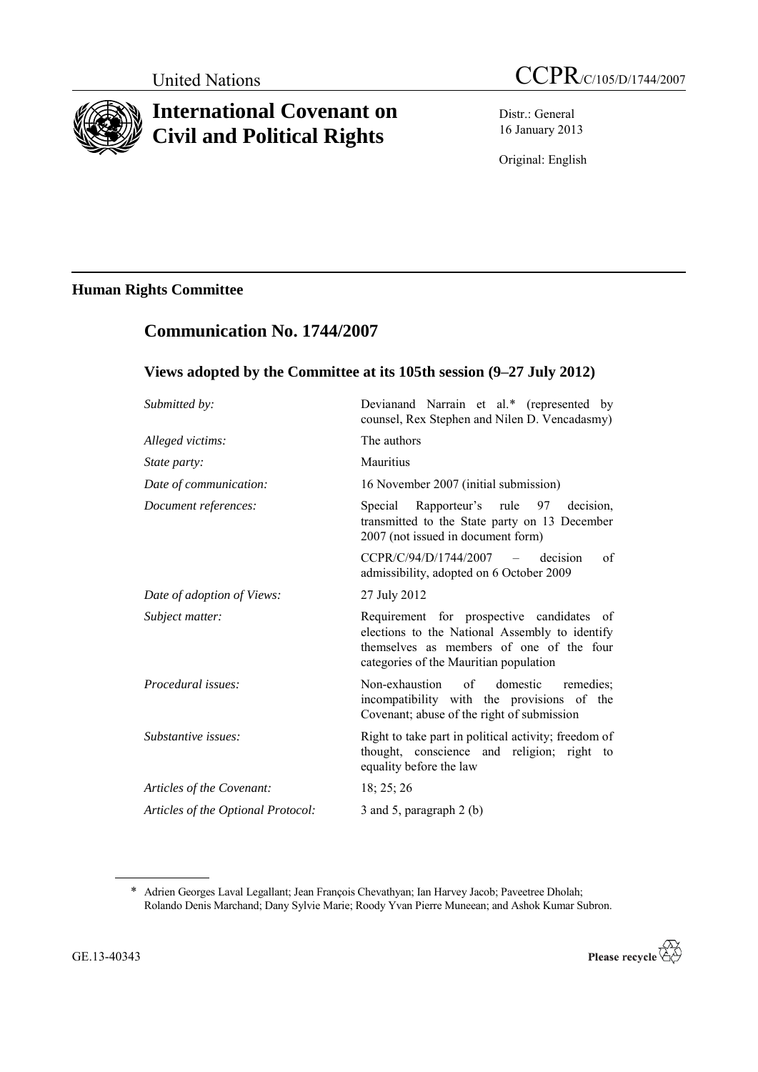United Nations

# CCPR/C/105/D/1744/2007

# International Covenant on Civil and Political Rights

Distr.: General
16 January 2013

Original: English

## Human Rights Committee

## Communication No. 1744/2007

### Views adopted by the Committee at its 105th session (9–27 July 2012)

| | |
|---|---|
| *Submitted by:* | Devianand Narrain et al.* (represented by counsel, Rex Stephen and Nilen D. Vencadasmy) |
| *Alleged victims:* | The authors |
| *State party:* | Mauritius |
| *Date of communication:* | 16 November 2007 (initial submission) |
| *Document references:* | Special Rapporteur's rule 97 decision, transmitted to the State party on 13 December 2007 (not issued in document form) |
| | CCPR/C/94/D/1744/2007 – decision of admissibility, adopted on 6 October 2009 |
| *Date of adoption of Views:* | 27 July 2012 |
| *Subject matter:* | Requirement for prospective candidates of elections to the National Assembly to identify themselves as members of one of the four categories of the Mauritian population |
| *Procedural issues:* | Non-exhaustion of domestic remedies; incompatibility with the provisions of the Covenant; abuse of the right of submission |
| *Substantive issues:* | Right to take part in political activity; freedom of thought, conscience and religion; right to equality before the law |
| *Articles of the Covenant:* | 18; 25; 26 |
| *Articles of the Optional Protocol:* | 3 and 5, paragraph 2 (b) |

\* Adrien Georges Laval Legallant; Jean François Chevathyan; Ian Harvey Jacob; Paveetree Dholah; Rolando Denis Marchand; Dany Sylvie Marie; Roody Yvan Pierre Muneean; and Ashok Kumar Subron.

GE.13-40343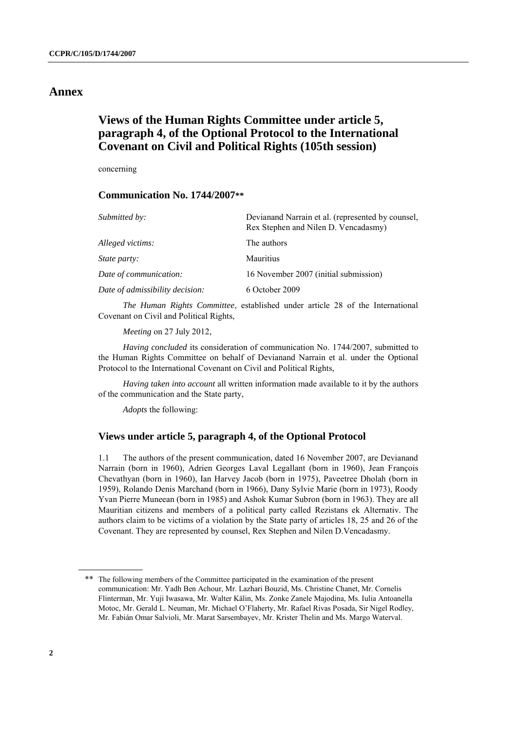# Annex

## Views of the Human Rights Committee under article 5, paragraph 4, of the Optional Protocol to the International Covenant on Civil and Political Rights (105th session)

concerning

### Communication No. 1744/2007**

| | |
|---|---|
| *Submitted by:* | Devianand Narrain et al. (represented by counsel, Rex Stephen and Nilen D. Vencadasmy) |
| *Alleged victims:* | The authors |
| *State party:* | Mauritius |
| *Date of communication:* | 16 November 2007 (initial submission) |
| *Date of admissibility decision:* | 6 October 2009 |

*The Human Rights Committee*, established under article 28 of the International Covenant on Civil and Political Rights,

*Meeting* on 27 July 2012,

*Having concluded* its consideration of communication No. 1744/2007, submitted to the Human Rights Committee on behalf of Devianand Narrain et al. under the Optional Protocol to the International Covenant on Civil and Political Rights,

*Having taken into account* all written information made available to it by the authors of the communication and the State party,

*Adopts* the following:

### Views under article 5, paragraph 4, of the Optional Protocol

1.1 The authors of the present communication, dated 16 November 2007, are Devianand Narrain (born in 1960), Adrien Georges Laval Legallant (born in 1960), Jean François Chevathyan (born in 1960), Ian Harvey Jacob (born in 1975), Paveetree Dholah (born in 1959), Rolando Denis Marchand (born in 1966), Dany Sylvie Marie (born in 1973), Roody Yvan Pierre Muneean (born in 1985) and Ashok Kumar Subron (born in 1963). They are all Mauritian citizens and members of a political party called Rezistans ek Alternativ. The authors claim to be victims of a violation by the State party of articles 18, 25 and 26 of the Covenant. They are represented by counsel, Rex Stephen and Nilen D.Vencadasmy.

---

** The following members of the Committee participated in the examination of the present communication: Mr. Yadh Ben Achour, Mr. Lazhari Bouzid, Ms. Christine Chanet, Mr. Cornelis Flinterman, Mr. Yuji Iwasawa, Mr. Walter Kälin, Ms. Zonke Zanele Majodina, Ms. Iulia Antoanella Motoc, Mr. Gerald L. Neuman, Mr. Michael O'Flaherty, Mr. Rafael Rivas Posada, Sir Nigel Rodley, Mr. Fabián Omar Salvioli, Mr. Marat Sarsembayev, Mr. Krister Thelin and Ms. Margo Waterval.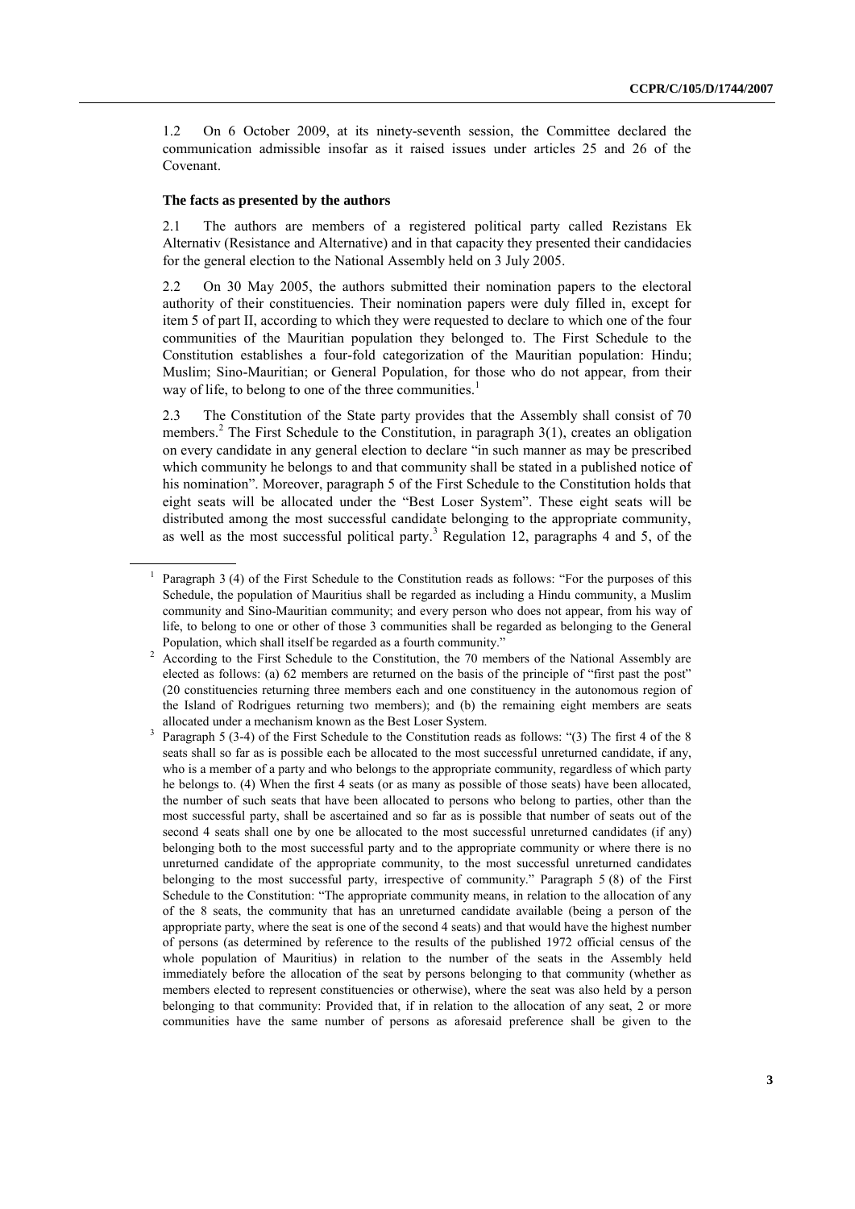1.2 On 6 October 2009, at its ninety-seventh session, the Committee declared the communication admissible insofar as it raised issues under articles 25 and 26 of the Covenant.

### The facts as presented by the authors

2.1 The authors are members of a registered political party called Rezistans Ek Alternativ (Resistance and Alternative) and in that capacity they presented their candidacies for the general election to the National Assembly held on 3 July 2005.

2.2 On 30 May 2005, the authors submitted their nomination papers to the electoral authority of their constituencies. Their nomination papers were duly filled in, except for item 5 of part II, according to which they were requested to declare to which one of the four communities of the Mauritian population they belonged to. The First Schedule to the Constitution establishes a four-fold categorization of the Mauritian population: Hindu; Muslim; Sino-Mauritian; or General Population, for those who do not appear, from their way of life, to belong to one of the three communities.[1]

2.3 The Constitution of the State party provides that the Assembly shall consist of 70 members.[2] The First Schedule to the Constitution, in paragraph 3(1), creates an obligation on every candidate in any general election to declare "in such manner as may be prescribed which community he belongs to and that community shall be stated in a published notice of his nomination". Moreover, paragraph 5 of the First Schedule to the Constitution holds that eight seats will be allocated under the "Best Loser System". These eight seats will be distributed among the most successful candidate belonging to the appropriate community, as well as the most successful political party.[3] Regulation 12, paragraphs 4 and 5, of the

---

[1] Paragraph 3 (4) of the First Schedule to the Constitution reads as follows: "For the purposes of this Schedule, the population of Mauritius shall be regarded as including a Hindu community, a Muslim community and Sino-Mauritian community; and every person who does not appear, from his way of life, to belong to one or other of those 3 communities shall be regarded as belonging to the General Population, which shall itself be regarded as a fourth community."

[2] According to the First Schedule to the Constitution, the 70 members of the National Assembly are elected as follows: (a) 62 members are returned on the basis of the principle of "first past the post" (20 constituencies returning three members each and one constituency in the autonomous region of the Island of Rodrigues returning two members); and (b) the remaining eight members are seats allocated under a mechanism known as the Best Loser System.

[3] Paragraph 5 (3-4) of the First Schedule to the Constitution reads as follows: "(3) The first 4 of the 8 seats shall so far as is possible each be allocated to the most successful unreturned candidate, if any, who is a member of a party and who belongs to the appropriate community, regardless of which party he belongs to. (4) When the first 4 seats (or as many as possible of those seats) have been allocated, the number of such seats that have been allocated to persons who belong to parties, other than the most successful party, shall be ascertained and so far as is possible that number of seats out of the second 4 seats shall one by one be allocated to the most successful unreturned candidates (if any) belonging both to the most successful party and to the appropriate community or where there is no unreturned candidate of the appropriate community, to the most successful unreturned candidates belonging to the most successful party, irrespective of community." Paragraph 5 (8) of the First Schedule to the Constitution: "The appropriate community means, in relation to the allocation of any of the 8 seats, the community that has an unreturned candidate available (being a person of the appropriate party, where the seat is one of the second 4 seats) and that would have the highest number of persons (as determined by reference to the results of the published 1972 official census of the whole population of Mauritius) in relation to the number of the seats in the Assembly held immediately before the allocation of the seat by persons belonging to that community (whether as members elected to represent constituencies or otherwise), where the seat was also held by a person belonging to that community: Provided that, if in relation to the allocation of any seat, 2 or more communities have the same number of persons as aforesaid preference shall be given to the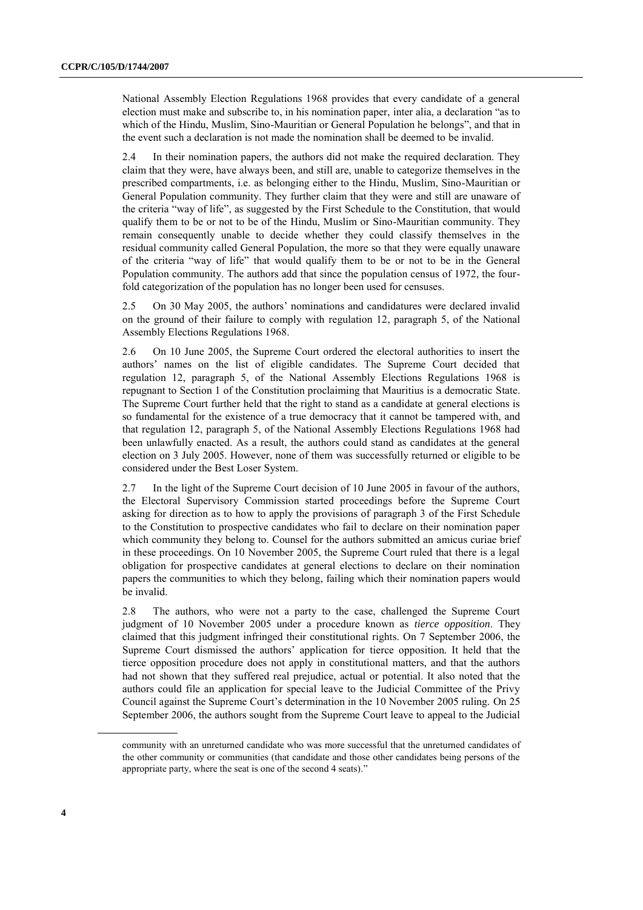National Assembly Election Regulations 1968 provides that every candidate of a general election must make and subscribe to, in his nomination paper, inter alia, a declaration "as to which of the Hindu, Muslim, Sino-Mauritian or General Population he belongs", and that in the event such a declaration is not made the nomination shall be deemed to be invalid.

2.4 In their nomination papers, the authors did not make the required declaration. They claim that they were, have always been, and still are, unable to categorize themselves in the prescribed compartments, i.e. as belonging either to the Hindu, Muslim, Sino-Mauritian or General Population community. They further claim that they were and still are unaware of the criteria "way of life", as suggested by the First Schedule to the Constitution, that would qualify them to be or not to be of the Hindu, Muslim or Sino-Mauritian community. They remain consequently unable to decide whether they could classify themselves in the residual community called General Population, the more so that they were equally unaware of the criteria "way of life" that would qualify them to be or not to be in the General Population community. The authors add that since the population census of 1972, the four-fold categorization of the population has no longer been used for censuses.

2.5 On 30 May 2005, the authors' nominations and candidatures were declared invalid on the ground of their failure to comply with regulation 12, paragraph 5, of the National Assembly Elections Regulations 1968.

2.6 On 10 June 2005, the Supreme Court ordered the electoral authorities to insert the authors' names on the list of eligible candidates. The Supreme Court decided that regulation 12, paragraph 5, of the National Assembly Elections Regulations 1968 is repugnant to Section 1 of the Constitution proclaiming that Mauritius is a democratic State. The Supreme Court further held that the right to stand as a candidate at general elections is so fundamental for the existence of a true democracy that it cannot be tampered with, and that regulation 12, paragraph 5, of the National Assembly Elections Regulations 1968 had been unlawfully enacted. As a result, the authors could stand as candidates at the general election on 3 July 2005. However, none of them was successfully returned or eligible to be considered under the Best Loser System.

2.7 In the light of the Supreme Court decision of 10 June 2005 in favour of the authors, the Electoral Supervisory Commission started proceedings before the Supreme Court asking for direction as to how to apply the provisions of paragraph 3 of the First Schedule to the Constitution to prospective candidates who fail to declare on their nomination paper which community they belong to. Counsel for the authors submitted an amicus curiae brief in these proceedings. On 10 November 2005, the Supreme Court ruled that there is a legal obligation for prospective candidates at general elections to declare on their nomination papers the communities to which they belong, failing which their nomination papers would be invalid.

2.8 The authors, who were not a party to the case, challenged the Supreme Court judgment of 10 November 2005 under a procedure known as *tierce opposition*. They claimed that this judgment infringed their constitutional rights. On 7 September 2006, the Supreme Court dismissed the authors' application for tierce opposition. It held that the tierce opposition procedure does not apply in constitutional matters, and that the authors had not shown that they suffered real prejudice, actual or potential. It also noted that the authors could file an application for special leave to the Judicial Committee of the Privy Council against the Supreme Court's determination in the 10 November 2005 ruling. On 25 September 2006, the authors sought from the Supreme Court leave to appeal to the Judicial

community with an unreturned candidate who was more successful that the unreturned candidates of the other community or communities (that candidate and those other candidates being persons of the appropriate party, where the seat is one of the second 4 seats)."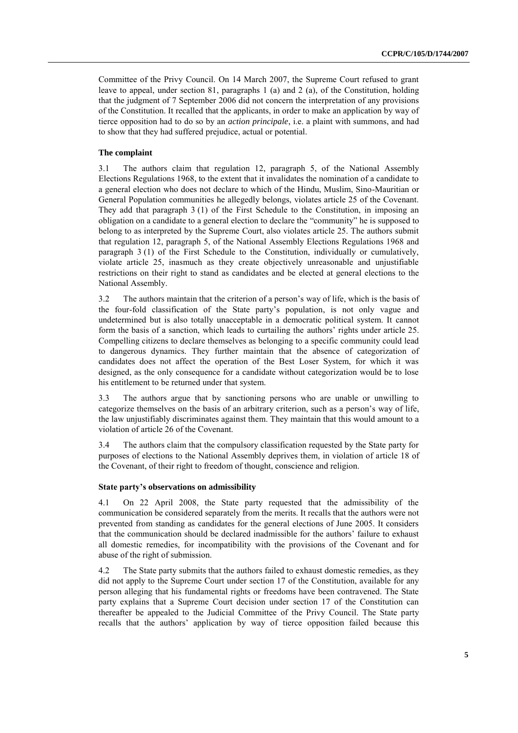Committee of the Privy Council. On 14 March 2007, the Supreme Court refused to grant leave to appeal, under section 81, paragraphs 1 (a) and 2 (a), of the Constitution, holding that the judgment of 7 September 2006 did not concern the interpretation of any provisions of the Constitution. It recalled that the applicants, in order to make an application by way of tierce opposition had to do so by an *action principale*, i.e. a plaint with summons, and had to show that they had suffered prejudice, actual or potential.

### The complaint

3.1 The authors claim that regulation 12, paragraph 5, of the National Assembly Elections Regulations 1968, to the extent that it invalidates the nomination of a candidate to a general election who does not declare to which of the Hindu, Muslim, Sino-Mauritian or General Population communities he allegedly belongs, violates article 25 of the Covenant. They add that paragraph 3 (1) of the First Schedule to the Constitution, in imposing an obligation on a candidate to a general election to declare the "community" he is supposed to belong to as interpreted by the Supreme Court, also violates article 25. The authors submit that regulation 12, paragraph 5, of the National Assembly Elections Regulations 1968 and paragraph 3 (1) of the First Schedule to the Constitution, individually or cumulatively, violate article 25, inasmuch as they create objectively unreasonable and unjustifiable restrictions on their right to stand as candidates and be elected at general elections to the National Assembly.

3.2 The authors maintain that the criterion of a person's way of life, which is the basis of the four-fold classification of the State party's population, is not only vague and undetermined but is also totally unacceptable in a democratic political system. It cannot form the basis of a sanction, which leads to curtailing the authors' rights under article 25. Compelling citizens to declare themselves as belonging to a specific community could lead to dangerous dynamics. They further maintain that the absence of categorization of candidates does not affect the operation of the Best Loser System, for which it was designed, as the only consequence for a candidate without categorization would be to lose his entitlement to be returned under that system.

3.3 The authors argue that by sanctioning persons who are unable or unwilling to categorize themselves on the basis of an arbitrary criterion, such as a person's way of life, the law unjustifiably discriminates against them. They maintain that this would amount to a violation of article 26 of the Covenant.

3.4 The authors claim that the compulsory classification requested by the State party for purposes of elections to the National Assembly deprives them, in violation of article 18 of the Covenant, of their right to freedom of thought, conscience and religion.

### State party's observations on admissibility

4.1 On 22 April 2008, the State party requested that the admissibility of the communication be considered separately from the merits. It recalls that the authors were not prevented from standing as candidates for the general elections of June 2005. It considers that the communication should be declared inadmissible for the authors' failure to exhaust all domestic remedies, for incompatibility with the provisions of the Covenant and for abuse of the right of submission.

4.2 The State party submits that the authors failed to exhaust domestic remedies, as they did not apply to the Supreme Court under section 17 of the Constitution, available for any person alleging that his fundamental rights or freedoms have been contravened. The State party explains that a Supreme Court decision under section 17 of the Constitution can thereafter be appealed to the Judicial Committee of the Privy Council. The State party recalls that the authors' application by way of tierce opposition failed because this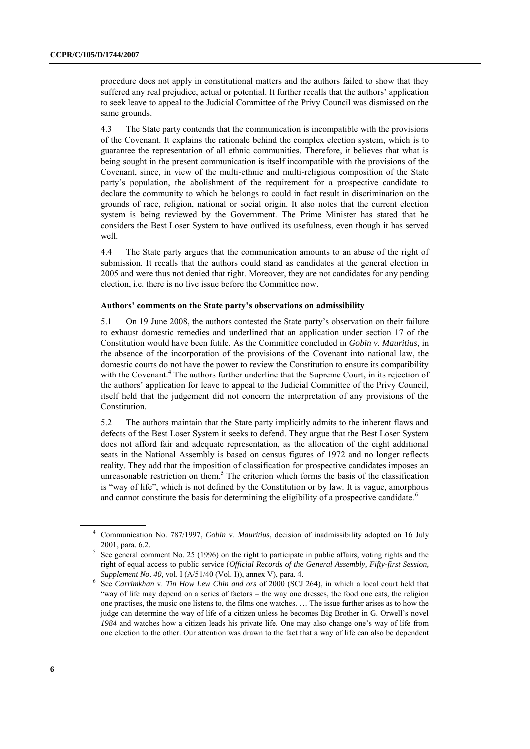procedure does not apply in constitutional matters and the authors failed to show that they suffered any real prejudice, actual or potential. It further recalls that the authors' application to seek leave to appeal to the Judicial Committee of the Privy Council was dismissed on the same grounds.

4.3 The State party contends that the communication is incompatible with the provisions of the Covenant. It explains the rationale behind the complex election system, which is to guarantee the representation of all ethnic communities. Therefore, it believes that what is being sought in the present communication is itself incompatible with the provisions of the Covenant, since, in view of the multi-ethnic and multi-religious composition of the State party's population, the abolishment of the requirement for a prospective candidate to declare the community to which he belongs to could in fact result in discrimination on the grounds of race, religion, national or social origin. It also notes that the current election system is being reviewed by the Government. The Prime Minister has stated that he considers the Best Loser System to have outlived its usefulness, even though it has served well.

4.4 The State party argues that the communication amounts to an abuse of the right of submission. It recalls that the authors could stand as candidates at the general election in 2005 and were thus not denied that right. Moreover, they are not candidates for any pending election, i.e. there is no live issue before the Committee now.

### Authors' comments on the State party's observations on admissibility

5.1 On 19 June 2008, the authors contested the State party's observation on their failure to exhaust domestic remedies and underlined that an application under section 17 of the Constitution would have been futile. As the Committee concluded in *Gobin v. Mauritius*, in the absence of the incorporation of the provisions of the Covenant into national law, the domestic courts do not have the power to review the Constitution to ensure its compatibility with the Covenant.[4] The authors further underline that the Supreme Court, in its rejection of the authors' application for leave to appeal to the Judicial Committee of the Privy Council, itself held that the judgement did not concern the interpretation of any provisions of the Constitution.

5.2 The authors maintain that the State party implicitly admits to the inherent flaws and defects of the Best Loser System it seeks to defend. They argue that the Best Loser System does not afford fair and adequate representation, as the allocation of the eight additional seats in the National Assembly is based on census figures of 1972 and no longer reflects reality. They add that the imposition of classification for prospective candidates imposes an unreasonable restriction on them.[5] The criterion which forms the basis of the classification is "way of life", which is not defined by the Constitution or by law. It is vague, amorphous and cannot constitute the basis for determining the eligibility of a prospective candidate.[6]

---

[4] Communication No. 787/1997, *Gobin* v. *Mauritius*, decision of inadmissibility adopted on 16 July 2001, para. 6.2.

[5] See general comment No. 25 (1996) on the right to participate in public affairs, voting rights and the right of equal access to public service (*Official Records of the General Assembly, Fifty-first Session, Supplement No. 40*, vol. I (A/51/40 (Vol. I)), annex V), para. 4.

[6] See *Carrimkhan* v. *Tin How Lew Chin and ors* of 2000 (SCJ 264), in which a local court held that "way of life may depend on a series of factors – the way one dresses, the food one eats, the religion one practises, the music one listens to, the films one watches. … The issue further arises as to how the judge can determine the way of life of a citizen unless he becomes Big Brother in G. Orwell's novel *1984* and watches how a citizen leads his private life. One may also change one's way of life from one election to the other. Our attention was drawn to the fact that a way of life can also be dependent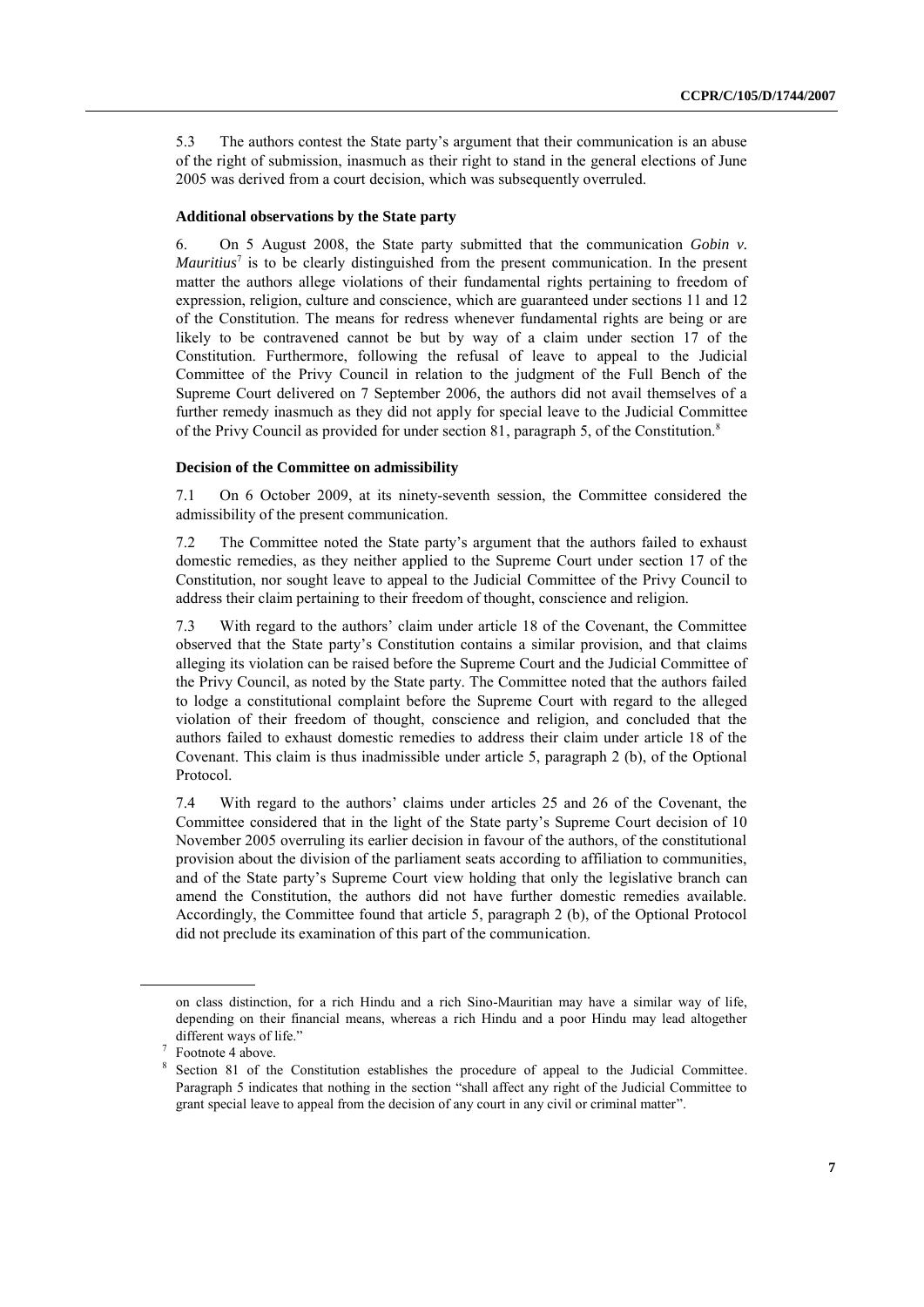5.3 The authors contest the State party's argument that their communication is an abuse of the right of submission, inasmuch as their right to stand in the general elections of June 2005 was derived from a court decision, which was subsequently overruled.

### Additional observations by the State party

6. On 5 August 2008, the State party submitted that the communication *Gobin v. Mauritius*[7] is to be clearly distinguished from the present communication. In the present matter the authors allege violations of their fundamental rights pertaining to freedom of expression, religion, culture and conscience, which are guaranteed under sections 11 and 12 of the Constitution. The means for redress whenever fundamental rights are being or are likely to be contravened cannot be but by way of a claim under section 17 of the Constitution. Furthermore, following the refusal of leave to appeal to the Judicial Committee of the Privy Council in relation to the judgment of the Full Bench of the Supreme Court delivered on 7 September 2006, the authors did not avail themselves of a further remedy inasmuch as they did not apply for special leave to the Judicial Committee of the Privy Council as provided for under section 81, paragraph 5, of the Constitution.[8]

### Decision of the Committee on admissibility

7.1 On 6 October 2009, at its ninety-seventh session, the Committee considered the admissibility of the present communication.

7.2 The Committee noted the State party's argument that the authors failed to exhaust domestic remedies, as they neither applied to the Supreme Court under section 17 of the Constitution, nor sought leave to appeal to the Judicial Committee of the Privy Council to address their claim pertaining to their freedom of thought, conscience and religion.

7.3 With regard to the authors' claim under article 18 of the Covenant, the Committee observed that the State party's Constitution contains a similar provision, and that claims alleging its violation can be raised before the Supreme Court and the Judicial Committee of the Privy Council, as noted by the State party. The Committee noted that the authors failed to lodge a constitutional complaint before the Supreme Court with regard to the alleged violation of their freedom of thought, conscience and religion, and concluded that the authors failed to exhaust domestic remedies to address their claim under article 18 of the Covenant. This claim is thus inadmissible under article 5, paragraph 2 (b), of the Optional Protocol.

7.4 With regard to the authors' claims under articles 25 and 26 of the Covenant, the Committee considered that in the light of the State party's Supreme Court decision of 10 November 2005 overruling its earlier decision in favour of the authors, of the constitutional provision about the division of the parliament seats according to affiliation to communities, and of the State party's Supreme Court view holding that only the legislative branch can amend the Constitution, the authors did not have further domestic remedies available. Accordingly, the Committee found that article 5, paragraph 2 (b), of the Optional Protocol did not preclude its examination of this part of the communication.

---

on class distinction, for a rich Hindu and a rich Sino-Mauritian may have a similar way of life, depending on their financial means, whereas a rich Hindu and a poor Hindu may lead altogether different ways of life."

[7] Footnote 4 above.

[8] Section 81 of the Constitution establishes the procedure of appeal to the Judicial Committee. Paragraph 5 indicates that nothing in the section "shall affect any right of the Judicial Committee to grant special leave to appeal from the decision of any court in any civil or criminal matter".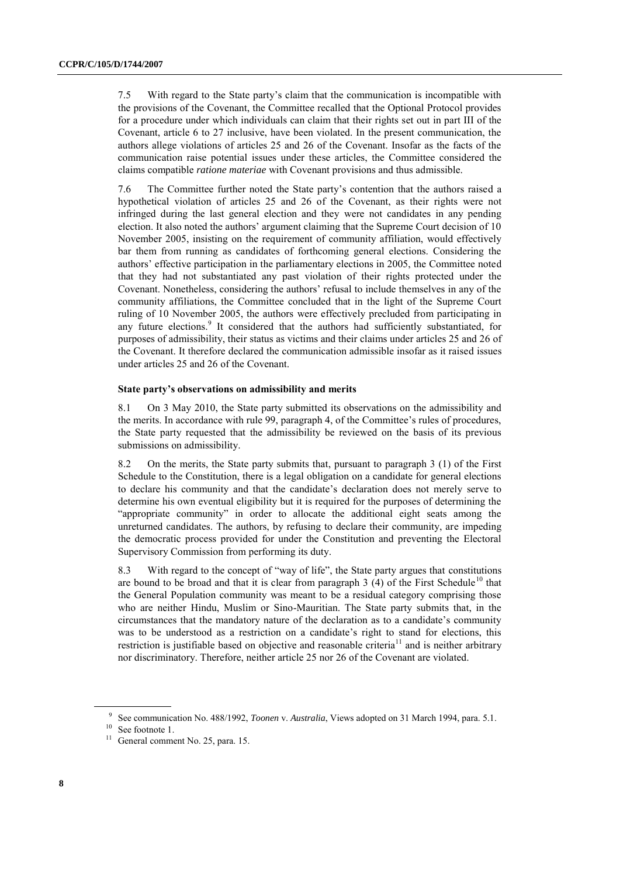7.5 With regard to the State party's claim that the communication is incompatible with the provisions of the Covenant, the Committee recalled that the Optional Protocol provides for a procedure under which individuals can claim that their rights set out in part III of the Covenant, article 6 to 27 inclusive, have been violated. In the present communication, the authors allege violations of articles 25 and 26 of the Covenant. Insofar as the facts of the communication raise potential issues under these articles, the Committee considered the claims compatible *ratione materiae* with Covenant provisions and thus admissible.

7.6 The Committee further noted the State party's contention that the authors raised a hypothetical violation of articles 25 and 26 of the Covenant, as their rights were not infringed during the last general election and they were not candidates in any pending election. It also noted the authors' argument claiming that the Supreme Court decision of 10 November 2005, insisting on the requirement of community affiliation, would effectively bar them from running as candidates of forthcoming general elections. Considering the authors' effective participation in the parliamentary elections in 2005, the Committee noted that they had not substantiated any past violation of their rights protected under the Covenant. Nonetheless, considering the authors' refusal to include themselves in any of the community affiliations, the Committee concluded that in the light of the Supreme Court ruling of 10 November 2005, the authors were effectively precluded from participating in any future elections.[9] It considered that the authors had sufficiently substantiated, for purposes of admissibility, their status as victims and their claims under articles 25 and 26 of the Covenant. It therefore declared the communication admissible insofar as it raised issues under articles 25 and 26 of the Covenant.

### State party's observations on admissibility and merits

8.1 On 3 May 2010, the State party submitted its observations on the admissibility and the merits. In accordance with rule 99, paragraph 4, of the Committee's rules of procedures, the State party requested that the admissibility be reviewed on the basis of its previous submissions on admissibility.

8.2 On the merits, the State party submits that, pursuant to paragraph 3 (1) of the First Schedule to the Constitution, there is a legal obligation on a candidate for general elections to declare his community and that the candidate's declaration does not merely serve to determine his own eventual eligibility but it is required for the purposes of determining the "appropriate community" in order to allocate the additional eight seats among the unreturned candidates. The authors, by refusing to declare their community, are impeding the democratic process provided for under the Constitution and preventing the Electoral Supervisory Commission from performing its duty.

8.3 With regard to the concept of "way of life", the State party argues that constitutions are bound to be broad and that it is clear from paragraph 3 (4) of the First Schedule[10] that the General Population community was meant to be a residual category comprising those who are neither Hindu, Muslim or Sino-Mauritian. The State party submits that, in the circumstances that the mandatory nature of the declaration as to a candidate's community was to be understood as a restriction on a candidate's right to stand for elections, this restriction is justifiable based on objective and reasonable criteria[11] and is neither arbitrary nor discriminatory. Therefore, neither article 25 nor 26 of the Covenant are violated.

---

[9] See communication No. 488/1992, *Toonen* v. *Australia*, Views adopted on 31 March 1994, para. 5.1.

[10] See footnote 1.

[11] General comment No. 25, para. 15.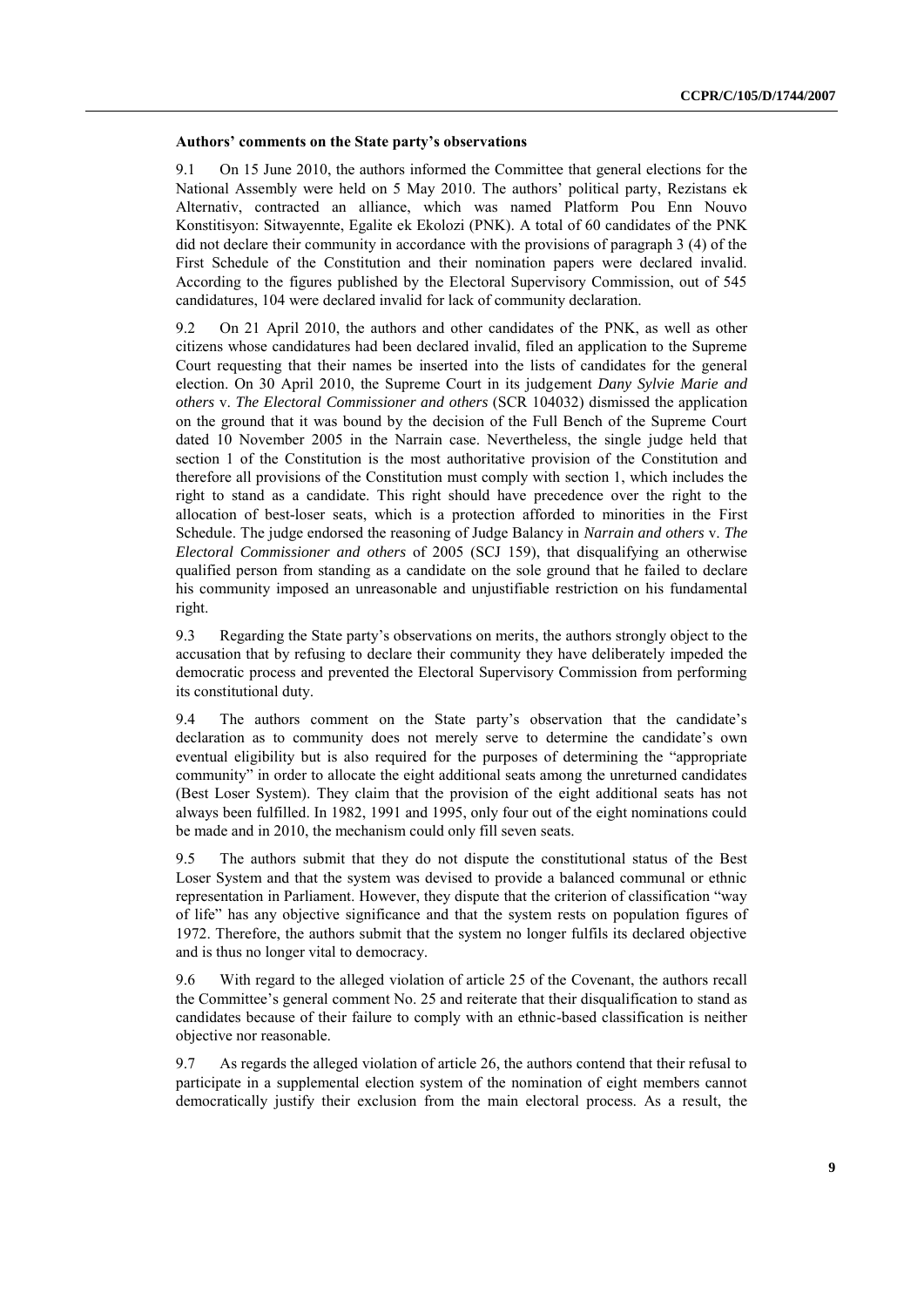**Authors' comments on the State party's observations**

9.1 On 15 June 2010, the authors informed the Committee that general elections for the National Assembly were held on 5 May 2010. The authors' political party, Rezistans ek Alternativ, contracted an alliance, which was named Platform Pou Enn Nouvo Konstitisyon: Sitwayennte, Egalite ek Ekolozi (PNK). A total of 60 candidates of the PNK did not declare their community in accordance with the provisions of paragraph 3 (4) of the First Schedule of the Constitution and their nomination papers were declared invalid. According to the figures published by the Electoral Supervisory Commission, out of 545 candidatures, 104 were declared invalid for lack of community declaration.

9.2 On 21 April 2010, the authors and other candidates of the PNK, as well as other citizens whose candidatures had been declared invalid, filed an application to the Supreme Court requesting that their names be inserted into the lists of candidates for the general election. On 30 April 2010, the Supreme Court in its judgement *Dany Sylvie Marie and others* v. *The Electoral Commissioner and others* (SCR 104032) dismissed the application on the ground that it was bound by the decision of the Full Bench of the Supreme Court dated 10 November 2005 in the Narrain case. Nevertheless, the single judge held that section 1 of the Constitution is the most authoritative provision of the Constitution and therefore all provisions of the Constitution must comply with section 1, which includes the right to stand as a candidate. This right should have precedence over the right to the allocation of best-loser seats, which is a protection afforded to minorities in the First Schedule. The judge endorsed the reasoning of Judge Balancy in *Narrain and others* v. *The Electoral Commissioner and others* of 2005 (SCJ 159), that disqualifying an otherwise qualified person from standing as a candidate on the sole ground that he failed to declare his community imposed an unreasonable and unjustifiable restriction on his fundamental right.

9.3 Regarding the State party's observations on merits, the authors strongly object to the accusation that by refusing to declare their community they have deliberately impeded the democratic process and prevented the Electoral Supervisory Commission from performing its constitutional duty.

9.4 The authors comment on the State party's observation that the candidate's declaration as to community does not merely serve to determine the candidate's own eventual eligibility but is also required for the purposes of determining the "appropriate community" in order to allocate the eight additional seats among the unreturned candidates (Best Loser System). They claim that the provision of the eight additional seats has not always been fulfilled. In 1982, 1991 and 1995, only four out of the eight nominations could be made and in 2010, the mechanism could only fill seven seats.

9.5 The authors submit that they do not dispute the constitutional status of the Best Loser System and that the system was devised to provide a balanced communal or ethnic representation in Parliament. However, they dispute that the criterion of classification "way of life" has any objective significance and that the system rests on population figures of 1972. Therefore, the authors submit that the system no longer fulfils its declared objective and is thus no longer vital to democracy.

9.6 With regard to the alleged violation of article 25 of the Covenant, the authors recall the Committee's general comment No. 25 and reiterate that their disqualification to stand as candidates because of their failure to comply with an ethnic-based classification is neither objective nor reasonable.

9.7 As regards the alleged violation of article 26, the authors contend that their refusal to participate in a supplemental election system of the nomination of eight members cannot democratically justify their exclusion from the main electoral process. As a result, the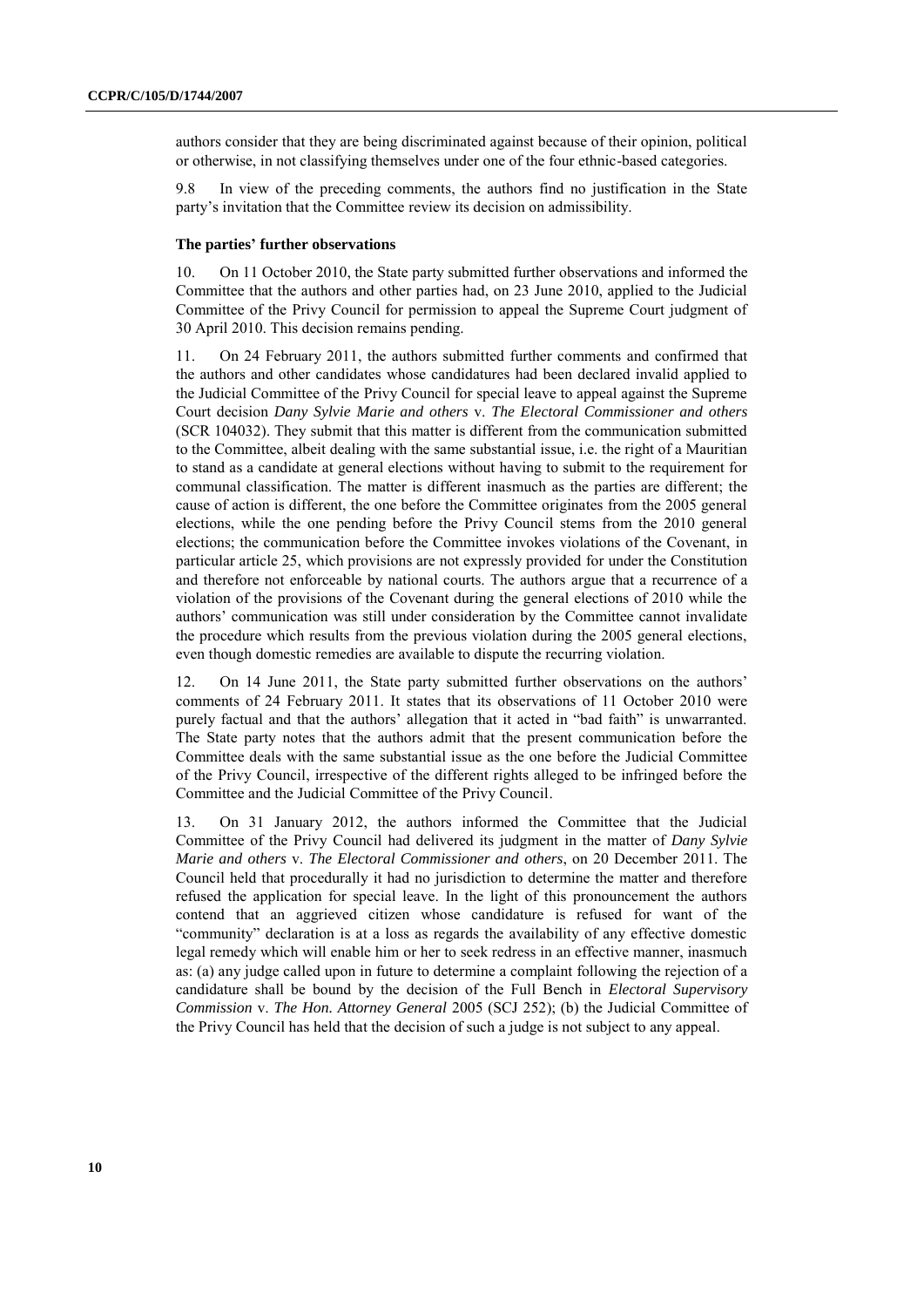authors consider that they are being discriminated against because of their opinion, political or otherwise, in not classifying themselves under one of the four ethnic-based categories.

9.8 In view of the preceding comments, the authors find no justification in the State party's invitation that the Committee review its decision on admissibility.

### The parties' further observations

10. On 11 October 2010, the State party submitted further observations and informed the Committee that the authors and other parties had, on 23 June 2010, applied to the Judicial Committee of the Privy Council for permission to appeal the Supreme Court judgment of 30 April 2010. This decision remains pending.

11. On 24 February 2011, the authors submitted further comments and confirmed that the authors and other candidates whose candidatures had been declared invalid applied to the Judicial Committee of the Privy Council for special leave to appeal against the Supreme Court decision *Dany Sylvie Marie and others* v. *The Electoral Commissioner and others* (SCR 104032). They submit that this matter is different from the communication submitted to the Committee, albeit dealing with the same substantial issue, i.e. the right of a Mauritian to stand as a candidate at general elections without having to submit to the requirement for communal classification. The matter is different inasmuch as the parties are different; the cause of action is different, the one before the Committee originates from the 2005 general elections, while the one pending before the Privy Council stems from the 2010 general elections; the communication before the Committee invokes violations of the Covenant, in particular article 25, which provisions are not expressly provided for under the Constitution and therefore not enforceable by national courts. The authors argue that a recurrence of a violation of the provisions of the Covenant during the general elections of 2010 while the authors' communication was still under consideration by the Committee cannot invalidate the procedure which results from the previous violation during the 2005 general elections, even though domestic remedies are available to dispute the recurring violation.

12. On 14 June 2011, the State party submitted further observations on the authors' comments of 24 February 2011. It states that its observations of 11 October 2010 were purely factual and that the authors' allegation that it acted in "bad faith" is unwarranted. The State party notes that the authors admit that the present communication before the Committee deals with the same substantial issue as the one before the Judicial Committee of the Privy Council, irrespective of the different rights alleged to be infringed before the Committee and the Judicial Committee of the Privy Council.

13. On 31 January 2012, the authors informed the Committee that the Judicial Committee of the Privy Council had delivered its judgment in the matter of *Dany Sylvie Marie and others* v. *The Electoral Commissioner and others*, on 20 December 2011. The Council held that procedurally it had no jurisdiction to determine the matter and therefore refused the application for special leave. In the light of this pronouncement the authors contend that an aggrieved citizen whose candidature is refused for want of the "community" declaration is at a loss as regards the availability of any effective domestic legal remedy which will enable him or her to seek redress in an effective manner, inasmuch as: (a) any judge called upon in future to determine a complaint following the rejection of a candidature shall be bound by the decision of the Full Bench in *Electoral Supervisory Commission* v. *The Hon. Attorney General* 2005 (SCJ 252); (b) the Judicial Committee of the Privy Council has held that the decision of such a judge is not subject to any appeal.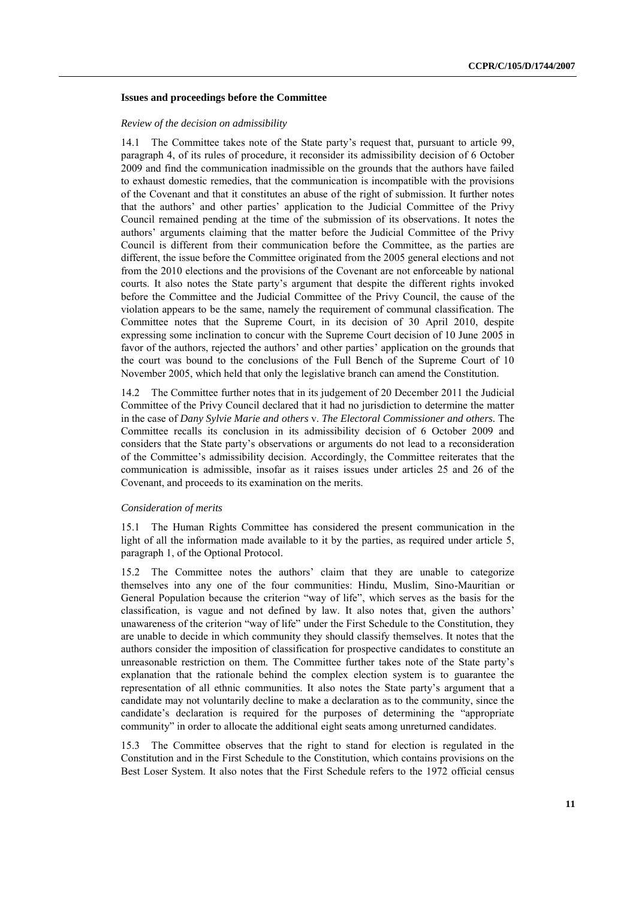### Issues and proceedings before the Committee

*Review of the decision on admissibility*

14.1 The Committee takes note of the State party's request that, pursuant to article 99, paragraph 4, of its rules of procedure, it reconsider its admissibility decision of 6 October 2009 and find the communication inadmissible on the grounds that the authors have failed to exhaust domestic remedies, that the communication is incompatible with the provisions of the Covenant and that it constitutes an abuse of the right of submission. It further notes that the authors' and other parties' application to the Judicial Committee of the Privy Council remained pending at the time of the submission of its observations. It notes the authors' arguments claiming that the matter before the Judicial Committee of the Privy Council is different from their communication before the Committee, as the parties are different, the issue before the Committee originated from the 2005 general elections and not from the 2010 elections and the provisions of the Covenant are not enforceable by national courts. It also notes the State party's argument that despite the different rights invoked before the Committee and the Judicial Committee of the Privy Council, the cause of the violation appears to be the same, namely the requirement of communal classification. The Committee notes that the Supreme Court, in its decision of 30 April 2010, despite expressing some inclination to concur with the Supreme Court decision of 10 June 2005 in favor of the authors, rejected the authors' and other parties' application on the grounds that the court was bound to the conclusions of the Full Bench of the Supreme Court of 10 November 2005, which held that only the legislative branch can amend the Constitution.

14.2 The Committee further notes that in its judgement of 20 December 2011 the Judicial Committee of the Privy Council declared that it had no jurisdiction to determine the matter in the case of *Dany Sylvie Marie and others* v. *The Electoral Commissioner and others.* The Committee recalls its conclusion in its admissibility decision of 6 October 2009 and considers that the State party's observations or arguments do not lead to a reconsideration of the Committee's admissibility decision. Accordingly, the Committee reiterates that the communication is admissible, insofar as it raises issues under articles 25 and 26 of the Covenant, and proceeds to its examination on the merits.

*Consideration of merits*

15.1 The Human Rights Committee has considered the present communication in the light of all the information made available to it by the parties, as required under article 5, paragraph 1, of the Optional Protocol.

15.2 The Committee notes the authors' claim that they are unable to categorize themselves into any one of the four communities: Hindu, Muslim, Sino-Mauritian or General Population because the criterion "way of life", which serves as the basis for the classification, is vague and not defined by law. It also notes that, given the authors' unawareness of the criterion "way of life" under the First Schedule to the Constitution, they are unable to decide in which community they should classify themselves. It notes that the authors consider the imposition of classification for prospective candidates to constitute an unreasonable restriction on them. The Committee further takes note of the State party's explanation that the rationale behind the complex election system is to guarantee the representation of all ethnic communities. It also notes the State party's argument that a candidate may not voluntarily decline to make a declaration as to the community, since the candidate's declaration is required for the purposes of determining the "appropriate community" in order to allocate the additional eight seats among unreturned candidates.

15.3 The Committee observes that the right to stand for election is regulated in the Constitution and in the First Schedule to the Constitution, which contains provisions on the Best Loser System. It also notes that the First Schedule refers to the 1972 official census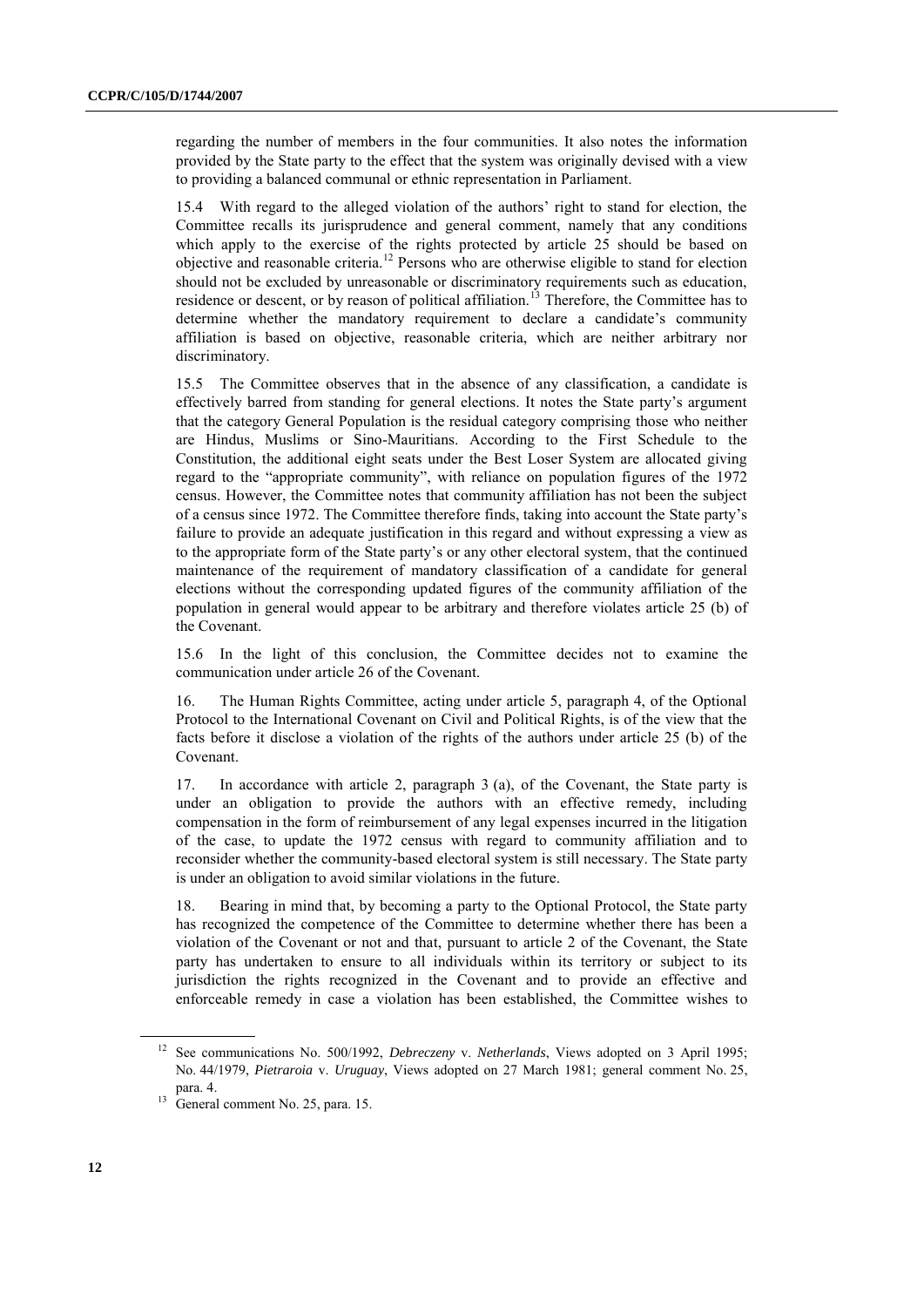regarding the number of members in the four communities. It also notes the information provided by the State party to the effect that the system was originally devised with a view to providing a balanced communal or ethnic representation in Parliament.

15.4 With regard to the alleged violation of the authors' right to stand for election, the Committee recalls its jurisprudence and general comment, namely that any conditions which apply to the exercise of the rights protected by article 25 should be based on objective and reasonable criteria.[12] Persons who are otherwise eligible to stand for election should not be excluded by unreasonable or discriminatory requirements such as education, residence or descent, or by reason of political affiliation.[13] Therefore, the Committee has to determine whether the mandatory requirement to declare a candidate's community affiliation is based on objective, reasonable criteria, which are neither arbitrary nor discriminatory.

15.5 The Committee observes that in the absence of any classification, a candidate is effectively barred from standing for general elections. It notes the State party's argument that the category General Population is the residual category comprising those who neither are Hindus, Muslims or Sino-Mauritians. According to the First Schedule to the Constitution, the additional eight seats under the Best Loser System are allocated giving regard to the "appropriate community", with reliance on population figures of the 1972 census. However, the Committee notes that community affiliation has not been the subject of a census since 1972. The Committee therefore finds, taking into account the State party's failure to provide an adequate justification in this regard and without expressing a view as to the appropriate form of the State party's or any other electoral system, that the continued maintenance of the requirement of mandatory classification of a candidate for general elections without the corresponding updated figures of the community affiliation of the population in general would appear to be arbitrary and therefore violates article 25 (b) of the Covenant.

15.6 In the light of this conclusion, the Committee decides not to examine the communication under article 26 of the Covenant.

16. The Human Rights Committee, acting under article 5, paragraph 4, of the Optional Protocol to the International Covenant on Civil and Political Rights, is of the view that the facts before it disclose a violation of the rights of the authors under article 25 (b) of the Covenant.

17. In accordance with article 2, paragraph 3 (a), of the Covenant, the State party is under an obligation to provide the authors with an effective remedy, including compensation in the form of reimbursement of any legal expenses incurred in the litigation of the case, to update the 1972 census with regard to community affiliation and to reconsider whether the community-based electoral system is still necessary. The State party is under an obligation to avoid similar violations in the future.

18. Bearing in mind that, by becoming a party to the Optional Protocol, the State party has recognized the competence of the Committee to determine whether there has been a violation of the Covenant or not and that, pursuant to article 2 of the Covenant, the State party has undertaken to ensure to all individuals within its territory or subject to its jurisdiction the rights recognized in the Covenant and to provide an effective and enforceable remedy in case a violation has been established, the Committee wishes to

---

[12] See communications No. 500/1992, *Debreczeny* v. *Netherlands*, Views adopted on 3 April 1995; No. 44/1979, *Pietraroia* v. *Uruguay*, Views adopted on 27 March 1981; general comment No. 25, para. 4.

[13] General comment No. 25, para. 15.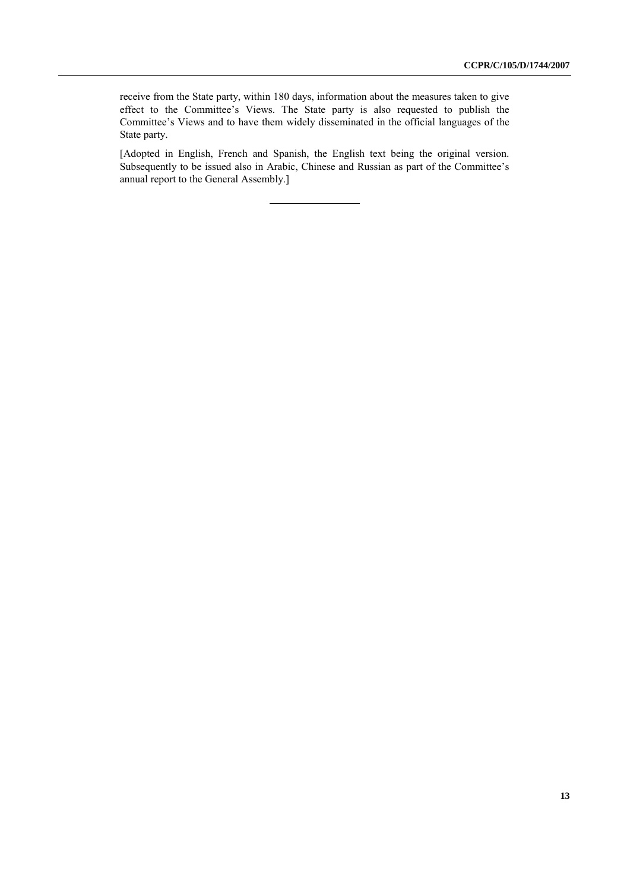receive from the State party, within 180 days, information about the measures taken to give effect to the Committee's Views. The State party is also requested to publish the Committee's Views and to have them widely disseminated in the official languages of the State party.

[Adopted in English, French and Spanish, the English text being the original version. Subsequently to be issued also in Arabic, Chinese and Russian as part of the Committee's annual report to the General Assembly.]